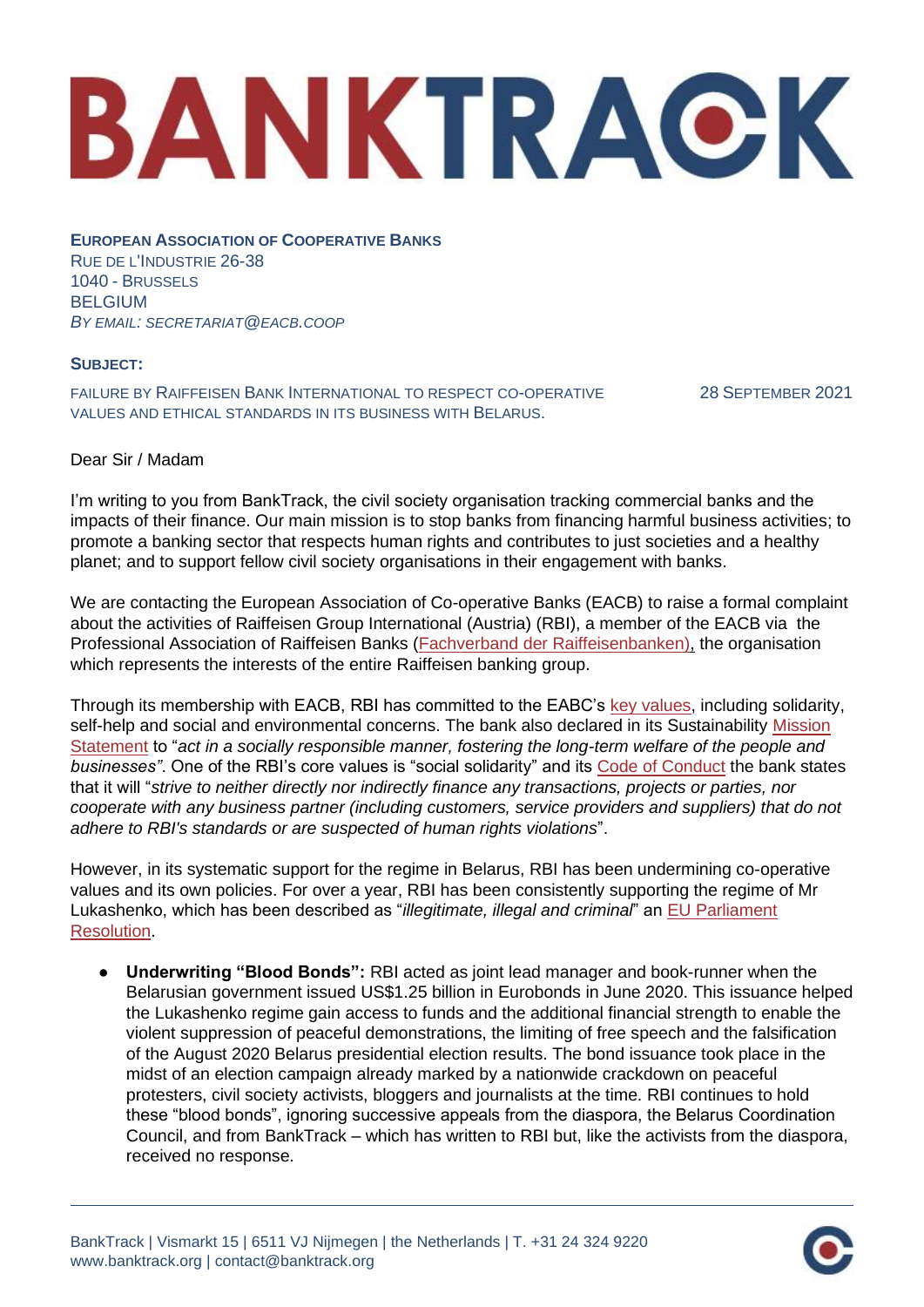# BANKTRACK

**European Association of Cooperative Banks**
Rue de l'Industrie 26-38
1040 - Brussels
Belgium
*By email: secretariat@eacb.coop*

**Subject:**

Failure by Raiffeisen Bank International to respect co-operative values and ethical standards in its business with Belarus.

28 September 2021

Dear Sir / Madam

I'm writing to you from BankTrack, the civil society organisation tracking commercial banks and the impacts of their finance. Our main mission is to stop banks from financing harmful business activities; to promote a banking sector that respects human rights and contributes to just societies and a healthy planet; and to support fellow civil society organisations in their engagement with banks.

We are contacting the European Association of Co-operative Banks (EACB) to raise a formal complaint about the activities of Raiffeisen Group International (Austria) (RBI), a member of the EACB via the Professional Association of Raiffeisen Banks (Fachverband der Raiffeisenbanken), the organisation which represents the interests of the entire Raiffeisen banking group.

Through its membership with EACB, RBI has committed to the EABC's key values, including solidarity, self-help and social and environmental concerns. The bank also declared in its Sustainability Mission Statement to "*act in a socially responsible manner, fostering the long-term welfare of the people and businesses"*. One of the RBI's core values is "social solidarity" and its Code of Conduct the bank states that it will "*strive to neither directly nor indirectly finance any transactions, projects or parties, nor cooperate with any business partner (including customers, service providers and suppliers) that do not adhere to RBI's standards or are suspected of human rights violations*".

However, in its systematic support for the regime in Belarus, RBI has been undermining co-operative values and its own policies. For over a year, RBI has been consistently supporting the regime of Mr Lukashenko, which has been described as "*illegitimate, illegal and criminal*" an EU Parliament Resolution.

- **Underwriting "Blood Bonds":** RBI acted as joint lead manager and book-runner when the Belarusian government issued US$1.25 billion in Eurobonds in June 2020. This issuance helped the Lukashenko regime gain access to funds and the additional financial strength to enable the violent suppression of peaceful demonstrations, the limiting of free speech and the falsification of the August 2020 Belarus presidential election results. The bond issuance took place in the midst of an election campaign already marked by a nationwide crackdown on peaceful protesters, civil society activists, bloggers and journalists at the time. RBI continues to hold these "blood bonds", ignoring successive appeals from the diaspora, the Belarus Coordination Council, and from BankTrack – which has written to RBI but, like the activists from the diaspora, received no response.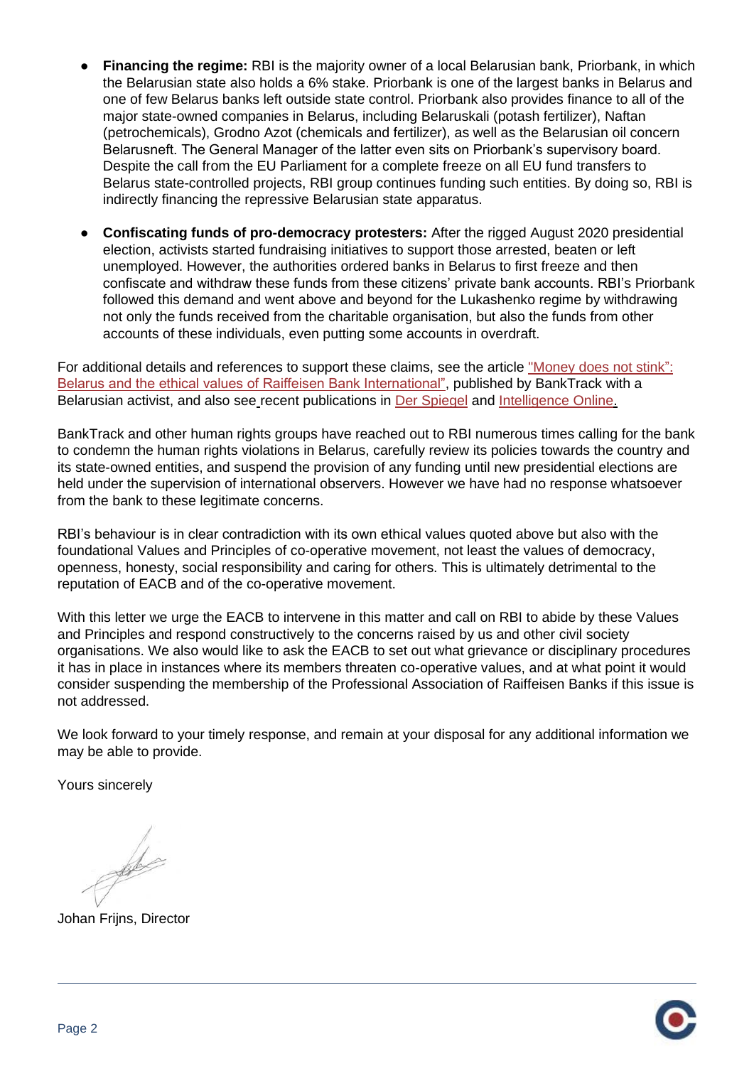- **Financing the regime:** RBI is the majority owner of a local Belarusian bank, Priorbank, in which the Belarusian state also holds a 6% stake. Priorbank is one of the largest banks in Belarus and one of few Belarus banks left outside state control. Priorbank also provides finance to all of the major state-owned companies in Belarus, including Belaruskali (potash fertilizer), Naftan (petrochemicals), Grodno Azot (chemicals and fertilizer), as well as the Belarusian oil concern Belarusneft. The General Manager of the latter even sits on Priorbank's supervisory board. Despite the call from the EU Parliament for a complete freeze on all EU fund transfers to Belarus state-controlled projects, RBI group continues funding such entities. By doing so, RBI is indirectly financing the repressive Belarusian state apparatus.

- **Confiscating funds of pro-democracy protesters:** After the rigged August 2020 presidential election, activists started fundraising initiatives to support those arrested, beaten or left unemployed. However, the authorities ordered banks in Belarus to first freeze and then confiscate and withdraw these funds from these citizens' private bank accounts. RBI's Priorbank followed this demand and went above and beyond for the Lukashenko regime by withdrawing not only the funds received from the charitable organisation, but also the funds from other accounts of these individuals, even putting some accounts in overdraft.

For additional details and references to support these claims, see the article "Money does not stink": Belarus and the ethical values of Raiffeisen Bank International", published by BankTrack with a Belarusian activist, and also see recent publications in Der Spiegel and Intelligence Online.

BankTrack and other human rights groups have reached out to RBI numerous times calling for the bank to condemn the human rights violations in Belarus, carefully review its policies towards the country and its state-owned entities, and suspend the provision of any funding until new presidential elections are held under the supervision of international observers. However we have had no response whatsoever from the bank to these legitimate concerns.

RBI's behaviour is in clear contradiction with its own ethical values quoted above but also with the foundational Values and Principles of co-operative movement, not least the values of democracy, openness, honesty, social responsibility and caring for others. This is ultimately detrimental to the reputation of EACB and of the co-operative movement.

With this letter we urge the EACB to intervene in this matter and call on RBI to abide by these Values and Principles and respond constructively to the concerns raised by us and other civil society organisations. We also would like to ask the EACB to set out what grievance or disciplinary procedures it has in place in instances where its members threaten co-operative values, and at what point it would consider suspending the membership of the Professional Association of Raiffeisen Banks if this issue is not addressed.

We look forward to your timely response, and remain at your disposal for any additional information we may be able to provide.

Yours sincerely

Johan Frijns, Director